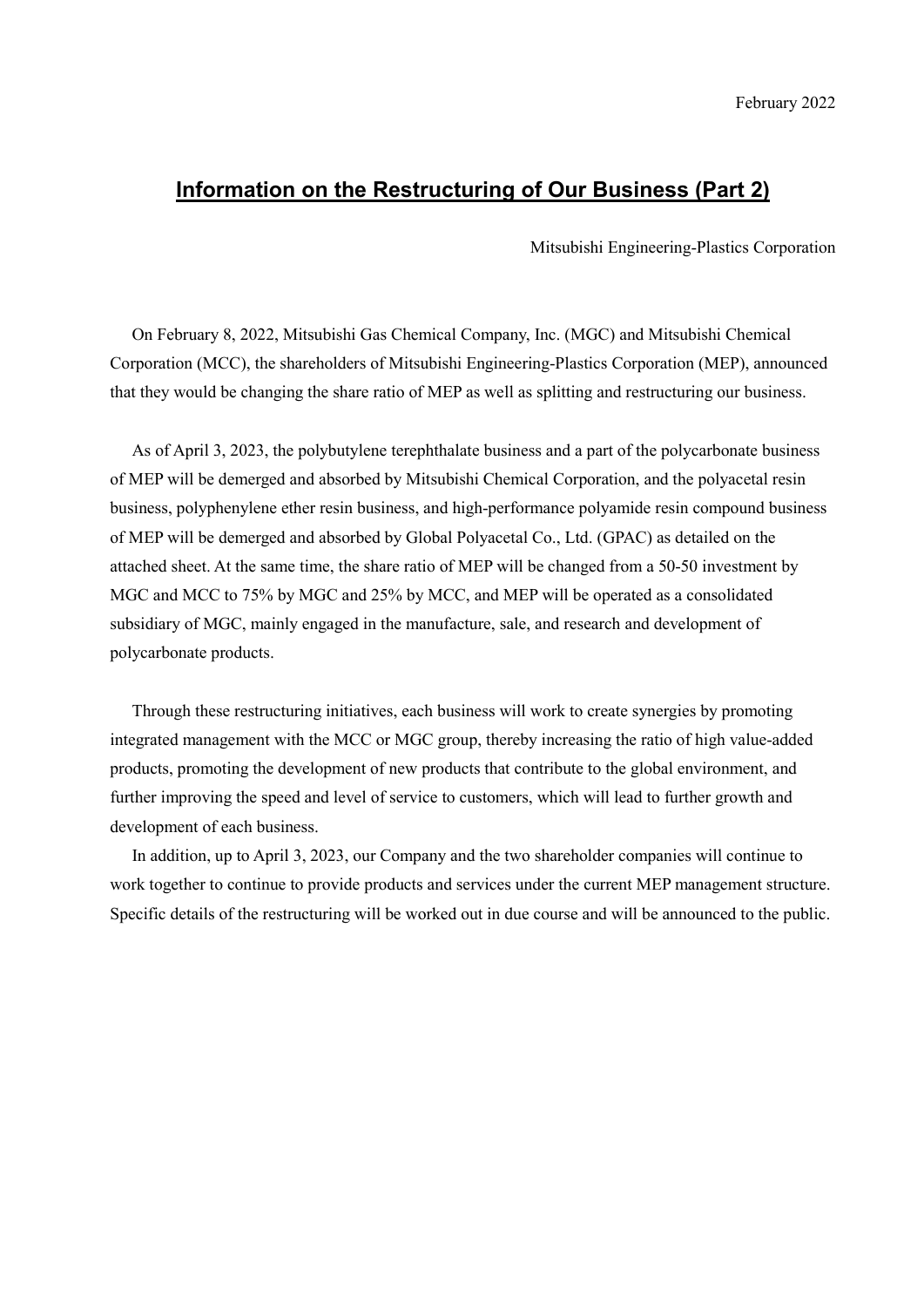February 2022

# Information on the Restructuring of Our Business (Part 2)

Mitsubishi Engineering-Plastics Corporation

On February 8, 2022, Mitsubishi Gas Chemical Company, Inc. (MGC) and Mitsubishi Chemical Corporation (MCC), the shareholders of Mitsubishi Engineering-Plastics Corporation (MEP), announced that they would be changing the share ratio of MEP as well as splitting and restructuring our business.

As of April 3, 2023, the polybutylene terephthalate business and a part of the polycarbonate business of MEP will be demerged and absorbed by Mitsubishi Chemical Corporation, and the polyacetal resin business, polyphenylene ether resin business, and high-performance polyamide resin compound business of MEP will be demerged and absorbed by Global Polyacetal Co., Ltd. (GPAC) as detailed on the attached sheet. At the same time, the share ratio of MEP will be changed from a 50-50 investment by MGC and MCC to 75% by MGC and 25% by MCC, and MEP will be operated as a consolidated subsidiary of MGC, mainly engaged in the manufacture, sale, and research and development of polycarbonate products.

Through these restructuring initiatives, each business will work to create synergies by promoting integrated management with the MCC or MGC group, thereby increasing the ratio of high value-added products, promoting the development of new products that contribute to the global environment, and further improving the speed and level of service to customers, which will lead to further growth and development of each business.

In addition, up to April 3, 2023, our Company and the two shareholder companies will continue to work together to continue to provide products and services under the current MEP management structure. Specific details of the restructuring will be worked out in due course and will be announced to the public.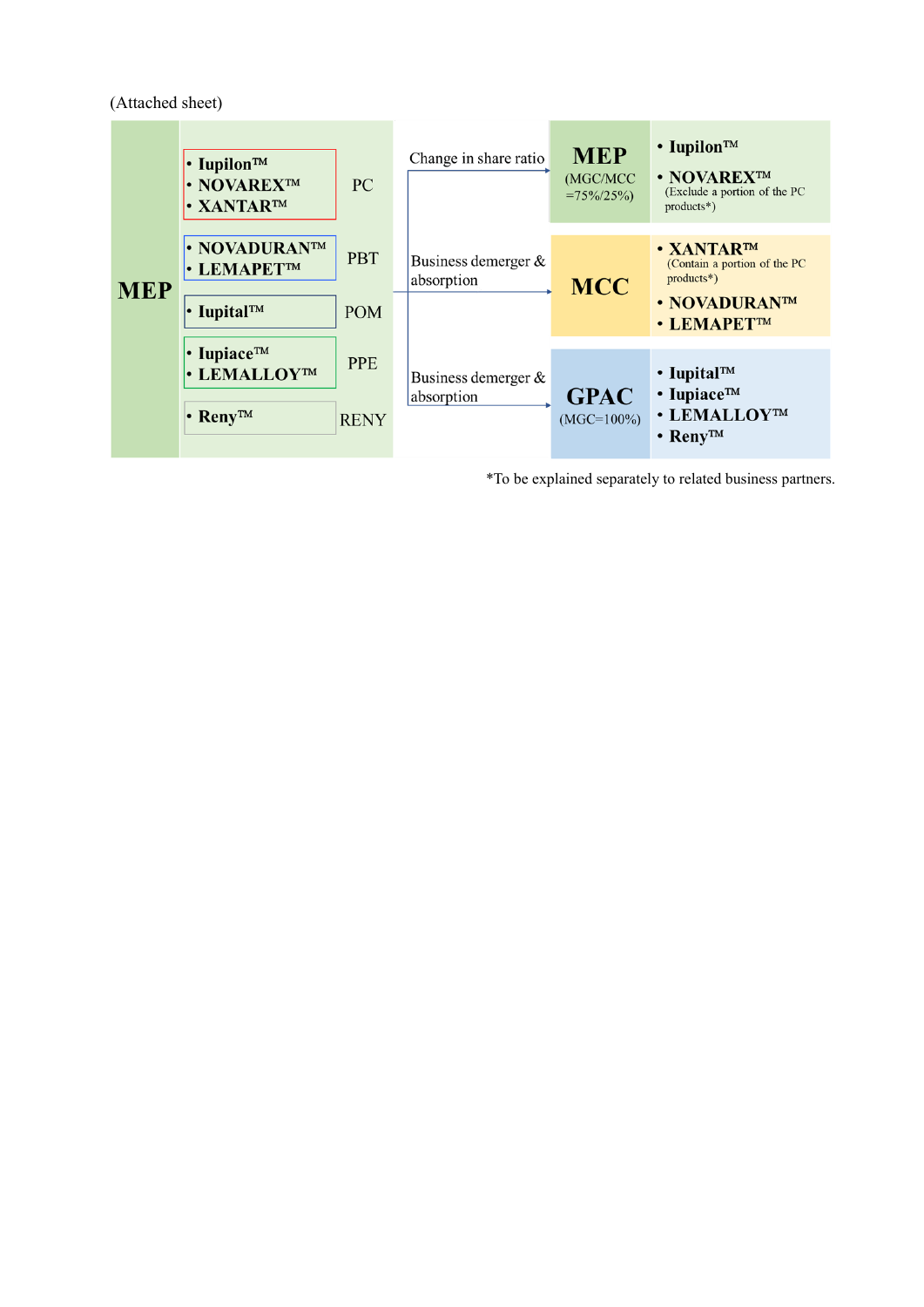(Attached sheet)

**MEP**

- **Iupilon™**
- **NOVAREX™**
- **XANTAR™**

PC

- **NOVADURAN™**
- **LEMAPET™**

PBT

- **Iupital™**

POM

- **Iupiace™**
- **LEMALLOY™**

PPE

- **Reny™**

RENY

Change in share ratio

Business demerger & absorption

Business demerger & absorption

**MEP**
(MGC/MCC =75%/25%)

- **Iupilon™**
- **NOVAREX™** (Exclude a portion of the PC products*)

**MCC**

- **XANTAR™** (Contain a portion of the PC products*)
- **NOVADURAN™**
- **LEMAPET™**

**GPAC**
(MGC=100%)

- **Iupital™**
- **Iupiace™**
- **LEMALLOY™**
- **Reny™**

*To be explained separately to related business partners.